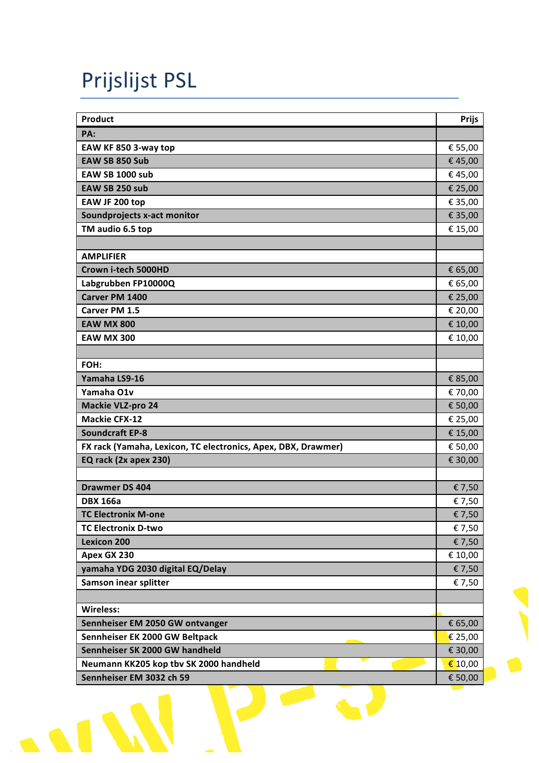# Prijslijst PSL

| Product | Prijs |
|---|---|
| **PA:** | |
| **EAW KF 850 3-way top** | € 55,00 |
| **EAW SB 850 Sub** | € 45,00 |
| **EAW SB 1000 sub** | € 45,00 |
| **EAW SB 250 sub** | € 25,00 |
| **EAW JF 200 top** | € 35,00 |
| **Soundprojects x-act monitor** | € 35,00 |
| **TM audio 6.5 top** | € 15,00 |
| | |
| **AMPLIFIER** | |
| **Crown i-tech 5000HD** | € 65,00 |
| **Labgrubben FP10000Q** | € 65,00 |
| **Carver PM 1400** | € 25,00 |
| **Carver PM 1.5** | € 20,00 |
| **EAW MX 800** | € 10,00 |
| **EAW MX 300** | € 10,00 |
| | |
| **FOH:** | |
| **Yamaha LS9-16** | € 85,00 |
| **Yamaha O1v** | € 70,00 |
| **Mackie VLZ-pro 24** | € 50,00 |
| **Mackie CFX-12** | € 25,00 |
| **Soundcraft EP-8** | € 15,00 |
| **FX rack (Yamaha, Lexicon, TC electronics, Apex, DBX, Drawmer)** | € 50,00 |
| **EQ rack (2x apex 230)** | € 30,00 |
| | |
| **Drawmer DS 404** | € 7,50 |
| **DBX 166a** | € 7,50 |
| **TC Electronix M-one** | € 7,50 |
| **TC Electronix D-two** | € 7,50 |
| **Lexicon 200** | € 7,50 |
| **Apex GX 230** | € 10,00 |
| **yamaha YDG 2030 digital EQ/Delay** | € 7,50 |
| **Samson inear splitter** | € 7,50 |
| | |
| **Wireless:** | |
| **Sennheiser EM 2050 GW ontvanger** | € 65,00 |
| **Sennheiser EK 2000 GW Beltpack** | € 25,00 |
| **Sennheiser SK 2000 GW handheld** | € 30,00 |
| **Neumann KK205 kop tbv SK 2000 handheld** | € 10,00 |
| **Sennheiser EM 3032 ch 59** | € 50,00 |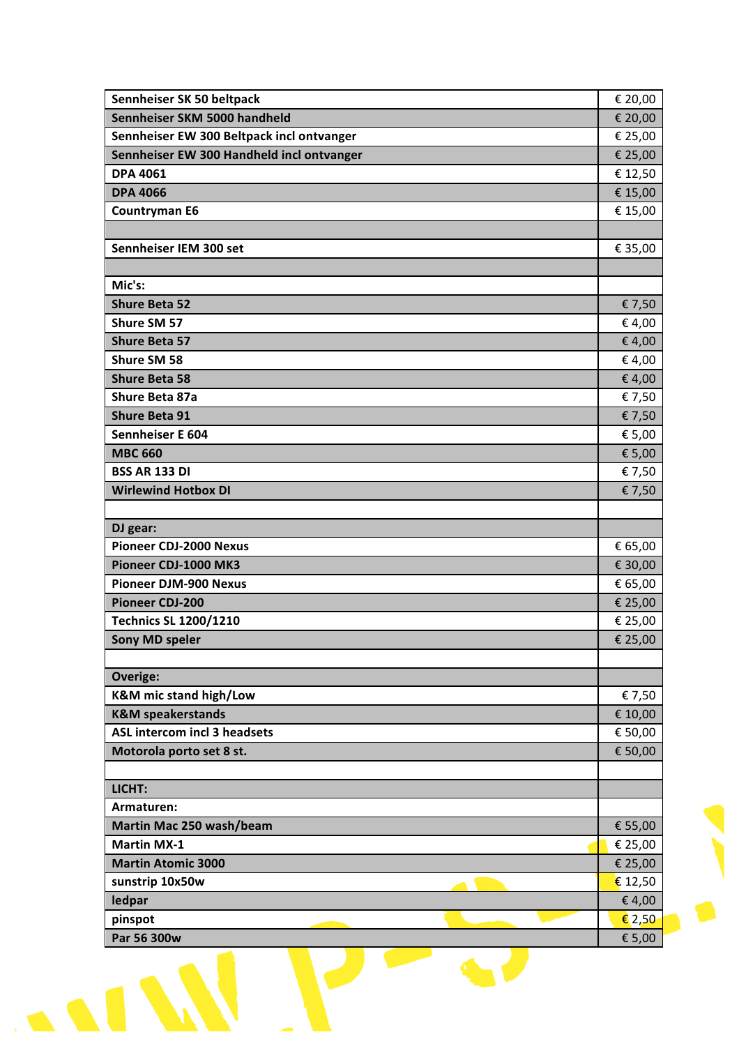| Sennheiser SK 50 beltpack | € 20,00 |
|---|---|
| Sennheiser SKM 5000 handheld | € 20,00 |
| Sennheiser EW 300 Beltpack incl ontvanger | € 25,00 |
| Sennheiser EW 300 Handheld incl ontvanger | € 25,00 |
| DPA 4061 | € 12,50 |
| DPA 4066 | € 15,00 |
| Countryman E6 | € 15,00 |
| | |
| Sennheiser IEM 300 set | € 35,00 |
| | |
| Mic's: | |
| Shure Beta 52 | € 7,50 |
| Shure SM 57 | € 4,00 |
| Shure Beta 57 | € 4,00 |
| Shure SM 58 | € 4,00 |
| Shure Beta 58 | € 4,00 |
| Shure Beta 87a | € 7,50 |
| Shure Beta 91 | € 7,50 |
| Sennheiser E 604 | € 5,00 |
| MBC 660 | € 5,00 |
| BSS AR 133 DI | € 7,50 |
| Wirlewind Hotbox DI | € 7,50 |
| | |
| DJ gear: | |
| Pioneer CDJ-2000 Nexus | € 65,00 |
| Pioneer CDJ-1000 MK3 | € 30,00 |
| Pioneer DJM-900 Nexus | € 65,00 |
| Pioneer CDJ-200 | € 25,00 |
| Technics SL 1200/1210 | € 25,00 |
| Sony MD speler | € 25,00 |
| | |
| Overige: | |
| K&M mic stand high/Low | € 7,50 |
| K&M speakerstands | € 10,00 |
| ASL intercom incl 3 headsets | € 50,00 |
| Motorola porto set 8 st. | € 50,00 |
| | |
| LICHT: | |
| Armaturen: | |
| Martin Mac 250 wash/beam | € 55,00 |
| Martin MX-1 | € 25,00 |
| Martin Atomic 3000 | € 25,00 |
| sunstrip 10x50w | € 12,50 |
| ledpar | € 4,00 |
| pinspot | € 2,50 |
| Par 56 300w | € 5,00 |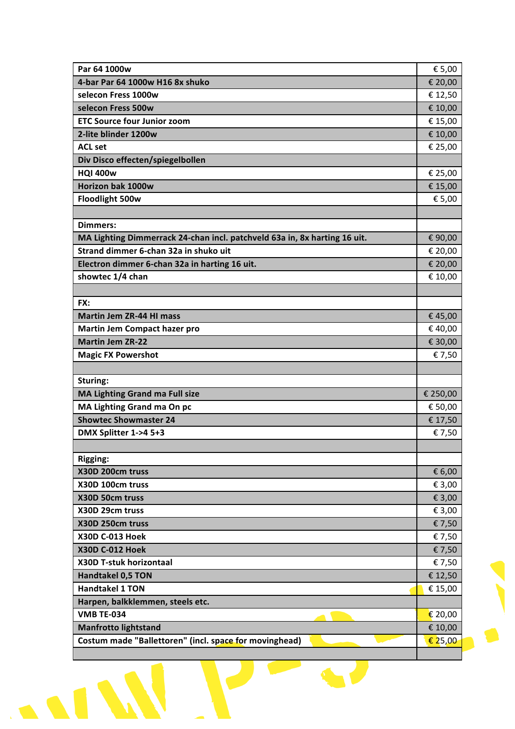| Par 64 1000w | € 5,00 |
|---|---|
| 4-bar Par 64 1000w H16 8x shuko | € 20,00 |
| selecon Fress 1000w | € 12,50 |
| selecon Fress 500w | € 10,00 |
| ETC Source four Junior zoom | € 15,00 |
| 2-lite blinder 1200w | € 10,00 |
| ACL set | € 25,00 |
| Div Disco effecten/spiegelbollen | |
| HQI 400w | € 25,00 |
| Horizon bak 1000w | € 15,00 |
| Floodlight 500w | € 5,00 |
| | |
| Dimmers: | |
| MA Lighting Dimmerrack 24-chan incl. patchveld 63a in, 8x harting 16 uit. | € 90,00 |
| Strand dimmer 6-chan 32a in shuko uit | € 20,00 |
| Electron dimmer 6-chan 32a in harting 16 uit. | € 20,00 |
| showtec 1/4 chan | € 10,00 |
| | |
| FX: | |
| Martin Jem ZR-44 HI mass | € 45,00 |
| Martin Jem Compact hazer pro | € 40,00 |
| Martin Jem ZR-22 | € 30,00 |
| Magic FX Powershot | € 7,50 |
| | |
| Sturing: | |
| MA Lighting Grand ma Full size | € 250,00 |
| MA Lighting Grand ma On pc | € 50,00 |
| Showtec Showmaster 24 | € 17,50 |
| DMX Splitter 1->4 5+3 | € 7,50 |
| | |
| Rigging: | |
| X30D 200cm truss | € 6,00 |
| X30D 100cm truss | € 3,00 |
| X30D 50cm truss | € 3,00 |
| X30D 29cm truss | € 3,00 |
| X30D 250cm truss | € 7,50 |
| X30D C-013 Hoek | € 7,50 |
| X30D C-012 Hoek | € 7,50 |
| X30D T-stuk horizontaal | € 7,50 |
| Handtakel 0,5 TON | € 12,50 |
| Handtakel 1 TON | € 15,00 |
| Harpen, balkklemmen, steels etc. | |
| VMB TE-034 | € 20,00 |
| Manfrotto lightstand | € 10,00 |
| Costum made "Ballettoren" (incl. space for movinghead) | € 25,00 |
| | |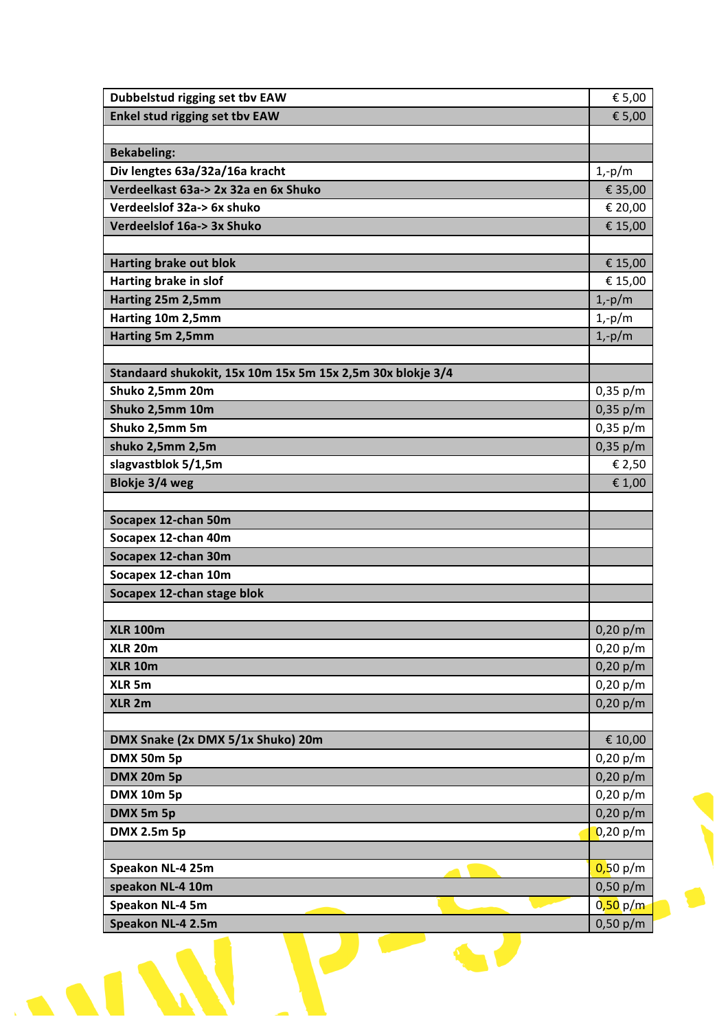| Dubbelstud rigging set tbv EAW | € 5,00 |
|---|---|
| Enkel stud rigging set tbv EAW | € 5,00 |
| | |
| Bekabeling: | |
| Div lengtes 63a/32a/16a kracht | 1,-p/m |
| Verdeelkast 63a-> 2x 32a en 6x Shuko | € 35,00 |
| Verdeelslof 32a-> 6x shuko | € 20,00 |
| Verdeelslof 16a-> 3x Shuko | € 15,00 |
| | |
| Harting brake out blok | € 15,00 |
| Harting brake in slof | € 15,00 |
| Harting 25m 2,5mm | 1,-p/m |
| Harting 10m 2,5mm | 1,-p/m |
| Harting 5m 2,5mm | 1,-p/m |
| | |
| Standaard shukokit, 15x 10m 15x 5m 15x 2,5m 30x blokje 3/4 | |
| Shuko 2,5mm 20m | 0,35 p/m |
| Shuko 2,5mm 10m | 0,35 p/m |
| Shuko 2,5mm 5m | 0,35 p/m |
| shuko 2,5mm 2,5m | 0,35 p/m |
| slagvastblok 5/1,5m | € 2,50 |
| Blokje 3/4 weg | € 1,00 |
| | |
| Socapex 12-chan 50m | |
| Socapex 12-chan 40m | |
| Socapex 12-chan 30m | |
| Socapex 12-chan 10m | |
| Socapex 12-chan stage blok | |
| | |
| XLR 100m | 0,20 p/m |
| XLR 20m | 0,20 p/m |
| XLR 10m | 0,20 p/m |
| XLR 5m | 0,20 p/m |
| XLR 2m | 0,20 p/m |
| | |
| DMX Snake (2x DMX 5/1x Shuko) 20m | € 10,00 |
| DMX 50m 5p | 0,20 p/m |
| DMX 20m 5p | 0,20 p/m |
| DMX 10m 5p | 0,20 p/m |
| DMX 5m 5p | 0,20 p/m |
| DMX 2.5m 5p | 0,20 p/m |
| | |
| Speakon NL-4 25m | 0,50 p/m |
| speakon NL-4 10m | 0,50 p/m |
| Speakon NL-4 5m | 0,50 p/m |
| Speakon NL-4 2.5m | 0,50 p/m |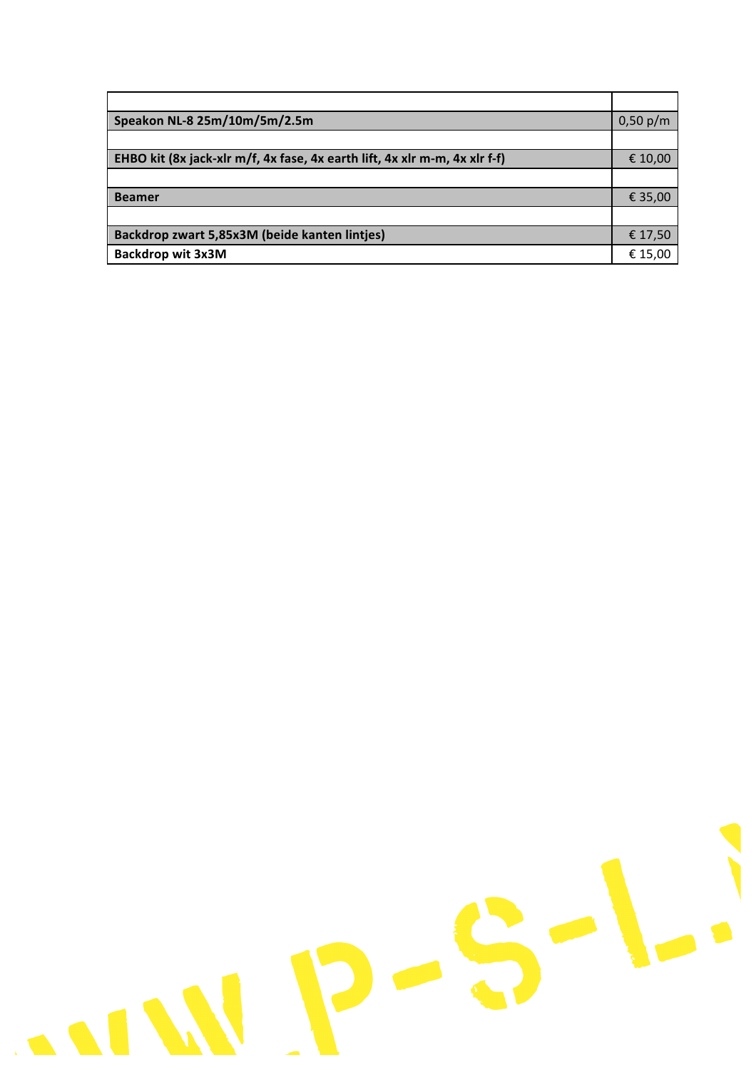| | |
|---|---|
| **Speakon NL-8 25m/10m/5m/2.5m** | 0,50 p/m |
| | |
| **EHBO kit (8x jack-xlr m/f, 4x fase, 4x earth lift, 4x xlr m-m, 4x xlr f-f)** | € 10,00 |
| | |
| **Beamer** | € 35,00 |
| | |
| **Backdrop zwart 5,85x3M (beide kanten lintjes)** | € 17,50 |
| **Backdrop wit 3x3M** | € 15,00 |